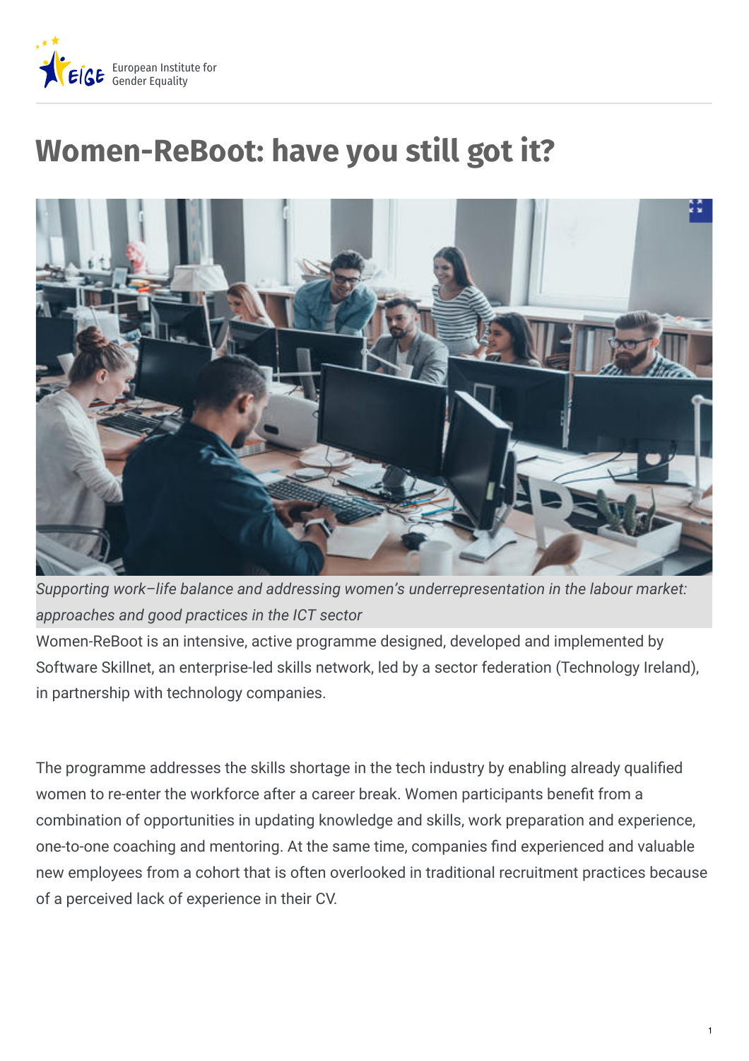# Women-ReBoot: have you still got it?

*Supporting work–life balance and addressing women's underrepresentation in the labour market: approaches and good practices in the ICT sector*

Women-ReBoot is an intensive, active programme designed, developed and implemented by Software Skillnet, an enterprise-led skills network, led by a sector federation (Technology Ireland), in partnership with technology companies.

The programme addresses the skills shortage in the tech industry by enabling already qualified women to re-enter the workforce after a career break. Women participants benefit from a combination of opportunities in updating knowledge and skills, work preparation and experience, one-to-one coaching and mentoring. At the same time, companies find experienced and valuable new employees from a cohort that is often overlooked in traditional recruitment practices because of a perceived lack of experience in their CV.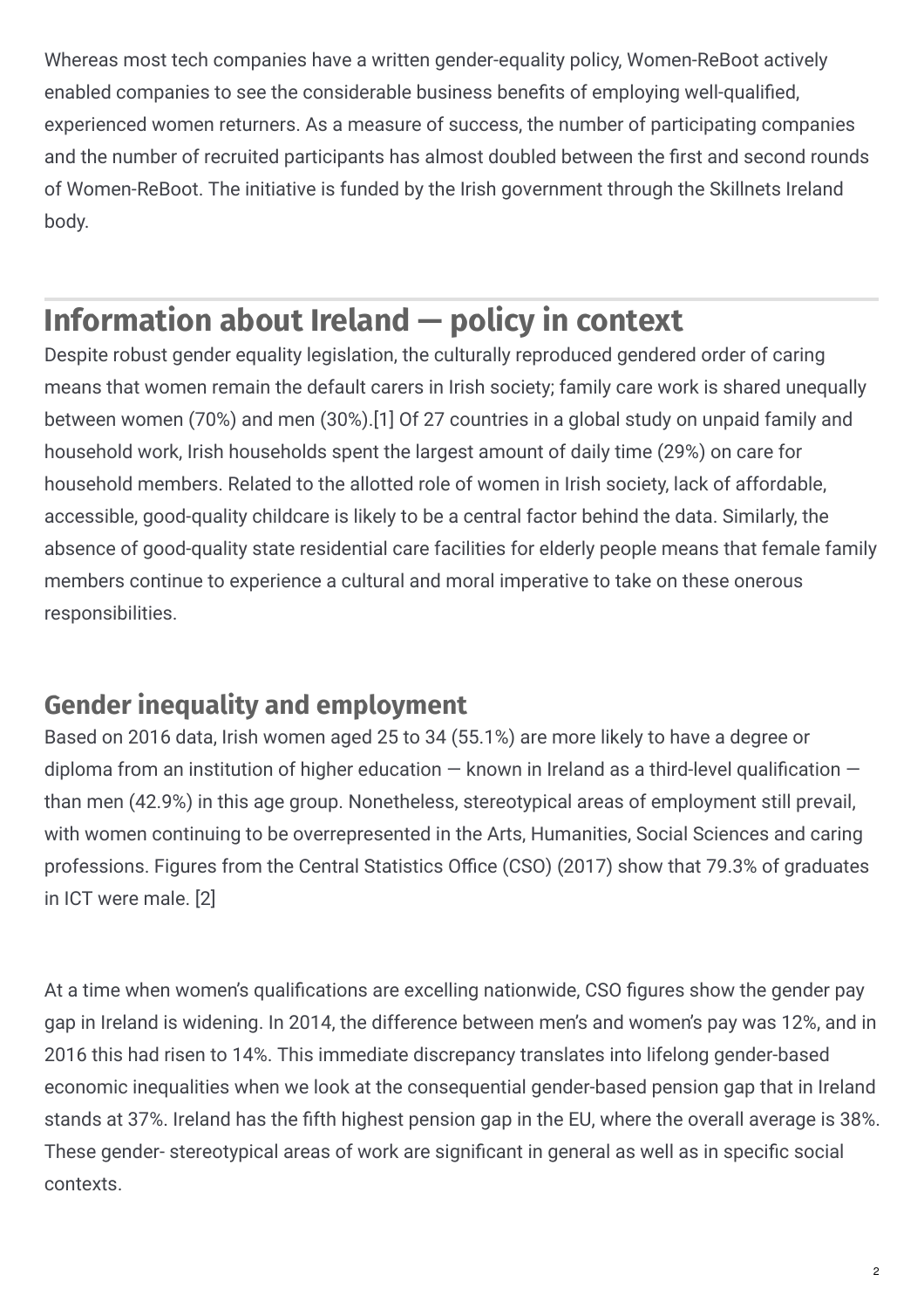Whereas most tech companies have a written gender-equality policy, Women-ReBoot actively enabled companies to see the considerable business benefits of employing well-qualified, experienced women returners. As a measure of success, the number of participating companies and the number of recruited participants has almost doubled between the first and second rounds of Women-ReBoot. The initiative is funded by the Irish government through the Skillnets Ireland body.

## Information about Ireland — policy in context

Despite robust gender equality legislation, the culturally reproduced gendered order of caring means that women remain the default carers in Irish society; family care work is shared unequally between women (70%) and men (30%).[1] Of 27 countries in a global study on unpaid family and household work, Irish households spent the largest amount of daily time (29%) on care for household members. Related to the allotted role of women in Irish society, lack of affordable, accessible, good-quality childcare is likely to be a central factor behind the data. Similarly, the absence of good-quality state residential care facilities for elderly people means that female family members continue to experience a cultural and moral imperative to take on these onerous responsibilities.

### Gender inequality and employment

Based on 2016 data, Irish women aged 25 to 34 (55.1%) are more likely to have a degree or diploma from an institution of higher education — known in Ireland as a third-level qualification — than men (42.9%) in this age group. Nonetheless, stereotypical areas of employment still prevail, with women continuing to be overrepresented in the Arts, Humanities, Social Sciences and caring professions. Figures from the Central Statistics Office (CSO) (2017) show that 79.3% of graduates in ICT were male. [2]

At a time when women's qualifications are excelling nationwide, CSO figures show the gender pay gap in Ireland is widening. In 2014, the difference between men's and women's pay was 12%, and in 2016 this had risen to 14%. This immediate discrepancy translates into lifelong gender-based economic inequalities when we look at the consequential gender-based pension gap that in Ireland stands at 37%. Ireland has the fifth highest pension gap in the EU, where the overall average is 38%. These gender- stereotypical areas of work are significant in general as well as in specific social contexts.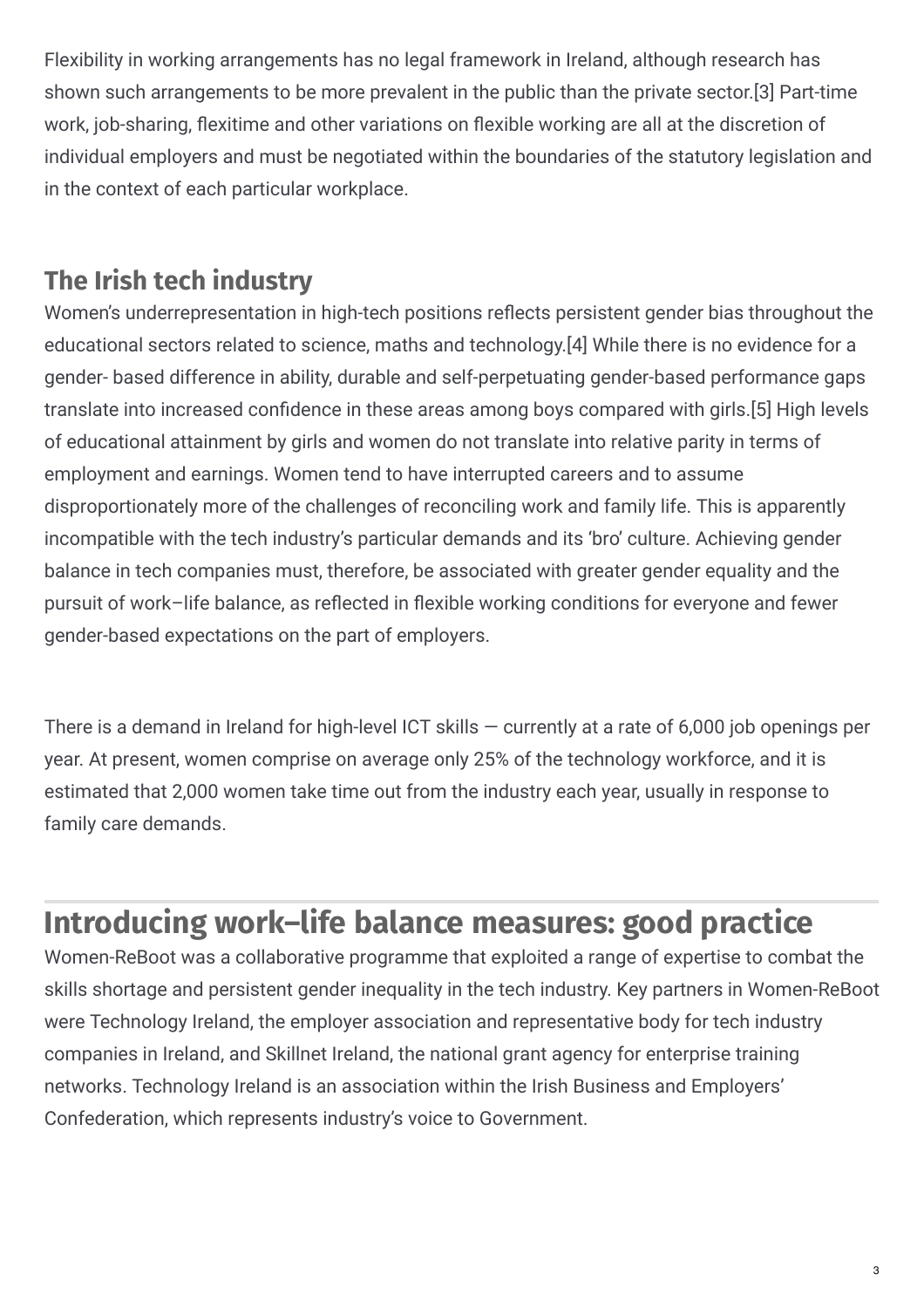Flexibility in working arrangements has no legal framework in Ireland, although research has shown such arrangements to be more prevalent in the public than the private sector.[3] Part-time work, job-sharing, flexitime and other variations on flexible working are all at the discretion of individual employers and must be negotiated within the boundaries of the statutory legislation and in the context of each particular workplace.

### The Irish tech industry

Women's underrepresentation in high-tech positions reflects persistent gender bias throughout the educational sectors related to science, maths and technology.[4] While there is no evidence for a gender- based difference in ability, durable and self-perpetuating gender-based performance gaps translate into increased confidence in these areas among boys compared with girls.[5] High levels of educational attainment by girls and women do not translate into relative parity in terms of employment and earnings. Women tend to have interrupted careers and to assume disproportionately more of the challenges of reconciling work and family life. This is apparently incompatible with the tech industry's particular demands and its 'bro' culture. Achieving gender balance in tech companies must, therefore, be associated with greater gender equality and the pursuit of work–life balance, as reflected in flexible working conditions for everyone and fewer gender-based expectations on the part of employers.

There is a demand in Ireland for high-level ICT skills — currently at a rate of 6,000 job openings per year. At present, women comprise on average only 25% of the technology workforce, and it is estimated that 2,000 women take time out from the industry each year, usually in response to family care demands.

## Introducing work–life balance measures: good practice

Women-ReBoot was a collaborative programme that exploited a range of expertise to combat the skills shortage and persistent gender inequality in the tech industry. Key partners in Women-ReBoot were Technology Ireland, the employer association and representative body for tech industry companies in Ireland, and Skillnet Ireland, the national grant agency for enterprise training networks. Technology Ireland is an association within the Irish Business and Employers' Confederation, which represents industry's voice to Government.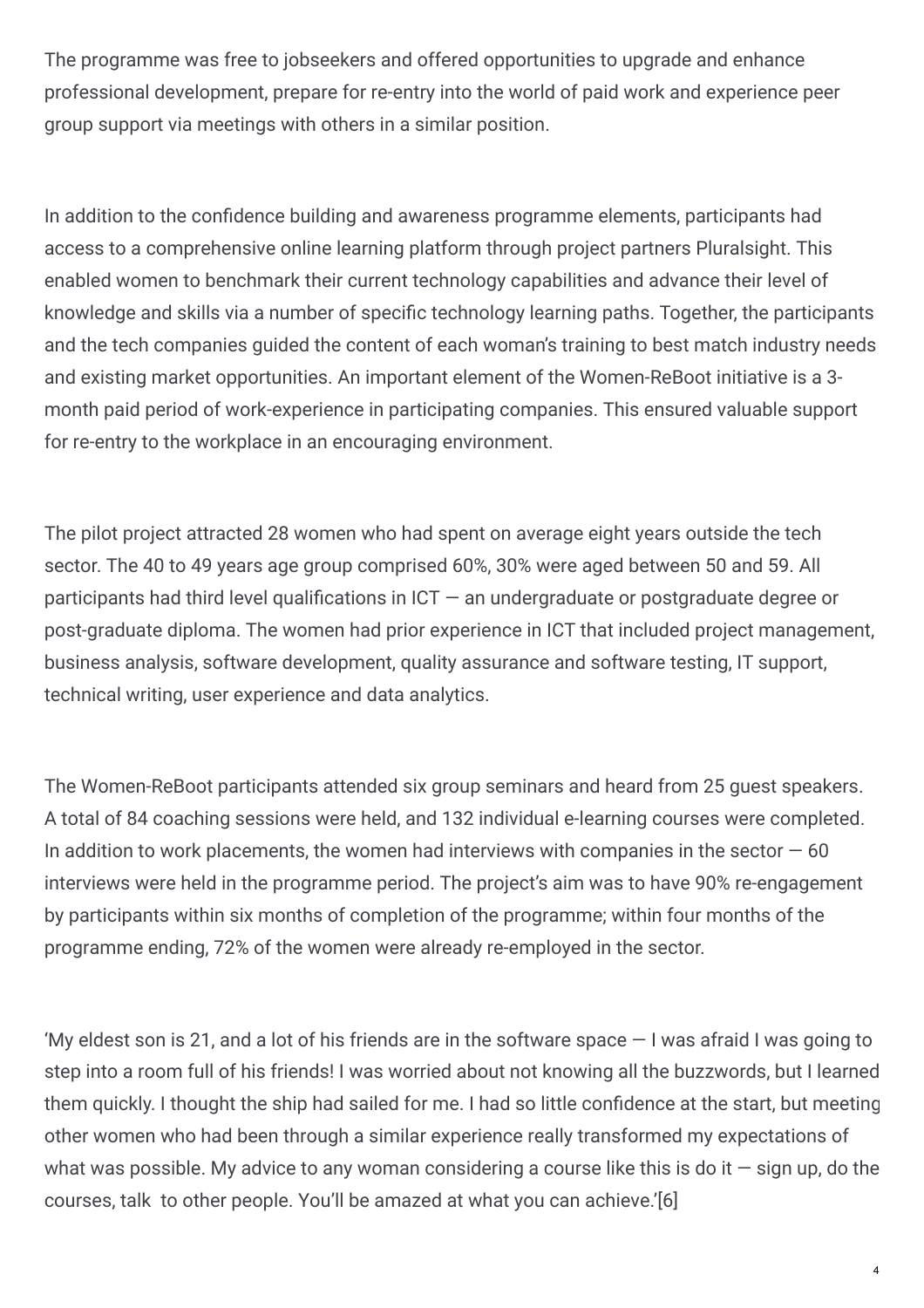The programme was free to jobseekers and offered opportunities to upgrade and enhance professional development, prepare for re-entry into the world of paid work and experience peer group support via meetings with others in a similar position.

In addition to the confidence building and awareness programme elements, participants had access to a comprehensive online learning platform through project partners Pluralsight. This enabled women to benchmark their current technology capabilities and advance their level of knowledge and skills via a number of specific technology learning paths. Together, the participants and the tech companies guided the content of each woman's training to best match industry needs and existing market opportunities. An important element of the Women-ReBoot initiative is a 3-month paid period of work-experience in participating companies. This ensured valuable support for re-entry to the workplace in an encouraging environment.

The pilot project attracted 28 women who had spent on average eight years outside the tech sector. The 40 to 49 years age group comprised 60%, 30% were aged between 50 and 59. All participants had third level qualifications in ICT — an undergraduate or postgraduate degree or post-graduate diploma. The women had prior experience in ICT that included project management, business analysis, software development, quality assurance and software testing, IT support, technical writing, user experience and data analytics.

The Women-ReBoot participants attended six group seminars and heard from 25 guest speakers. A total of 84 coaching sessions were held, and 132 individual e-learning courses were completed. In addition to work placements, the women had interviews with companies in the sector — 60 interviews were held in the programme period. The project's aim was to have 90% re-engagement by participants within six months of completion of the programme; within four months of the programme ending, 72% of the women were already re-employed in the sector.

'My eldest son is 21, and a lot of his friends are in the software space — I was afraid I was going to step into a room full of his friends! I was worried about not knowing all the buzzwords, but I learned them quickly. I thought the ship had sailed for me. I had so little confidence at the start, but meeting other women who had been through a similar experience really transformed my expectations of what was possible. My advice to any woman considering a course like this is do it — sign up, do the courses, talk to other people. You'll be amazed at what you can achieve.'[6]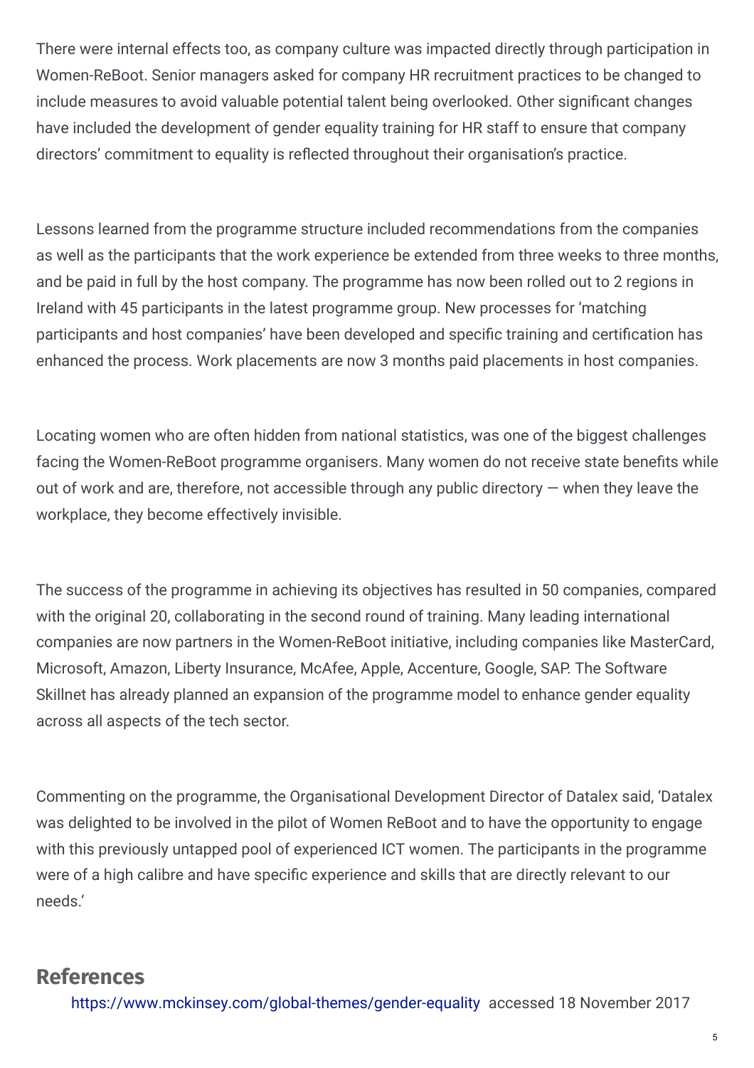There were internal effects too, as company culture was impacted directly through participation in Women-ReBoot. Senior managers asked for company HR recruitment practices to be changed to include measures to avoid valuable potential talent being overlooked. Other significant changes have included the development of gender equality training for HR staff to ensure that company directors' commitment to equality is reflected throughout their organisation's practice.

Lessons learned from the programme structure included recommendations from the companies as well as the participants that the work experience be extended from three weeks to three months, and be paid in full by the host company. The programme has now been rolled out to 2 regions in Ireland with 45 participants in the latest programme group. New processes for 'matching participants and host companies' have been developed and specific training and certification has enhanced the process. Work placements are now 3 months paid placements in host companies.

Locating women who are often hidden from national statistics, was one of the biggest challenges facing the Women-ReBoot programme organisers. Many women do not receive state benefits while out of work and are, therefore, not accessible through any public directory — when they leave the workplace, they become effectively invisible.

The success of the programme in achieving its objectives has resulted in 50 companies, compared with the original 20, collaborating in the second round of training. Many leading international companies are now partners in the Women-ReBoot initiative, including companies like MasterCard, Microsoft, Amazon, Liberty Insurance, McAfee, Apple, Accenture, Google, SAP. The Software Skillnet has already planned an expansion of the programme model to enhance gender equality across all aspects of the tech sector.

Commenting on the programme, the Organisational Development Director of Datalex said, 'Datalex was delighted to be involved in the pilot of Women ReBoot and to have the opportunity to engage with this previously untapped pool of experienced ICT women. The participants in the programme were of a high calibre and have specific experience and skills that are directly relevant to our needs.'

## References

https://www.mckinsey.com/global-themes/gender-equality accessed 18 November 2017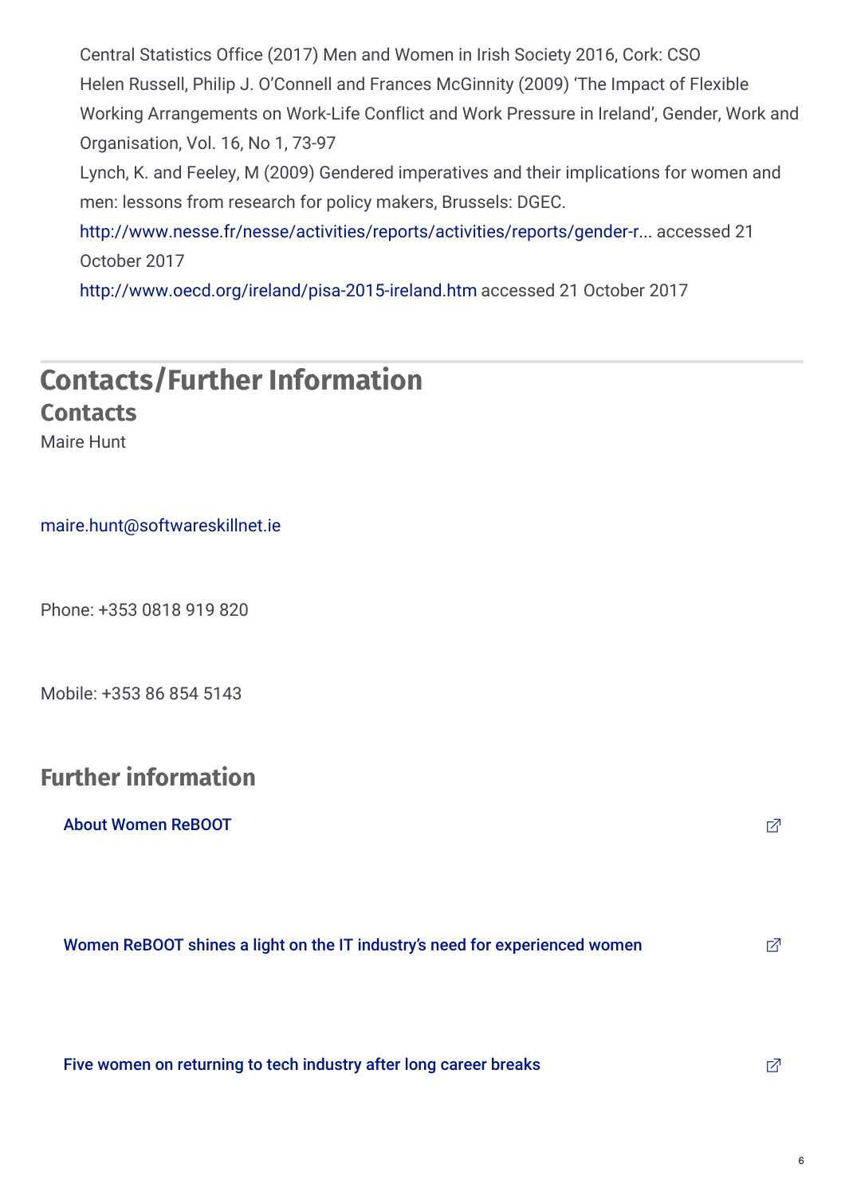Central Statistics Office (2017) Men and Women in Irish Society 2016, Cork: CSO

Helen Russell, Philip J. O'Connell and Frances McGinnity (2009) 'The Impact of Flexible Working Arrangements on Work-Life Conflict and Work Pressure in Ireland', Gender, Work and Organisation, Vol. 16, No 1, 73-97

Lynch, K. and Feeley, M (2009) Gendered imperatives and their implications for women and men: lessons from research for policy makers, Brussels: DGEC.

http://www.nesse.fr/nesse/activities/reports/activities/reports/gender-r... accessed 21 October 2017

http://www.oecd.org/ireland/pisa-2015-ireland.htm accessed 21 October 2017

# Contacts/Further Information

## Contacts

Maire Hunt

maire.hunt@softwareskillnet.ie

Phone: +353 0818 919 820

Mobile: +353 86 854 5143

## Further information

About Women ReBOOT

Women ReBOOT shines a light on the IT industry's need for experienced women

Five women on returning to tech industry after long career breaks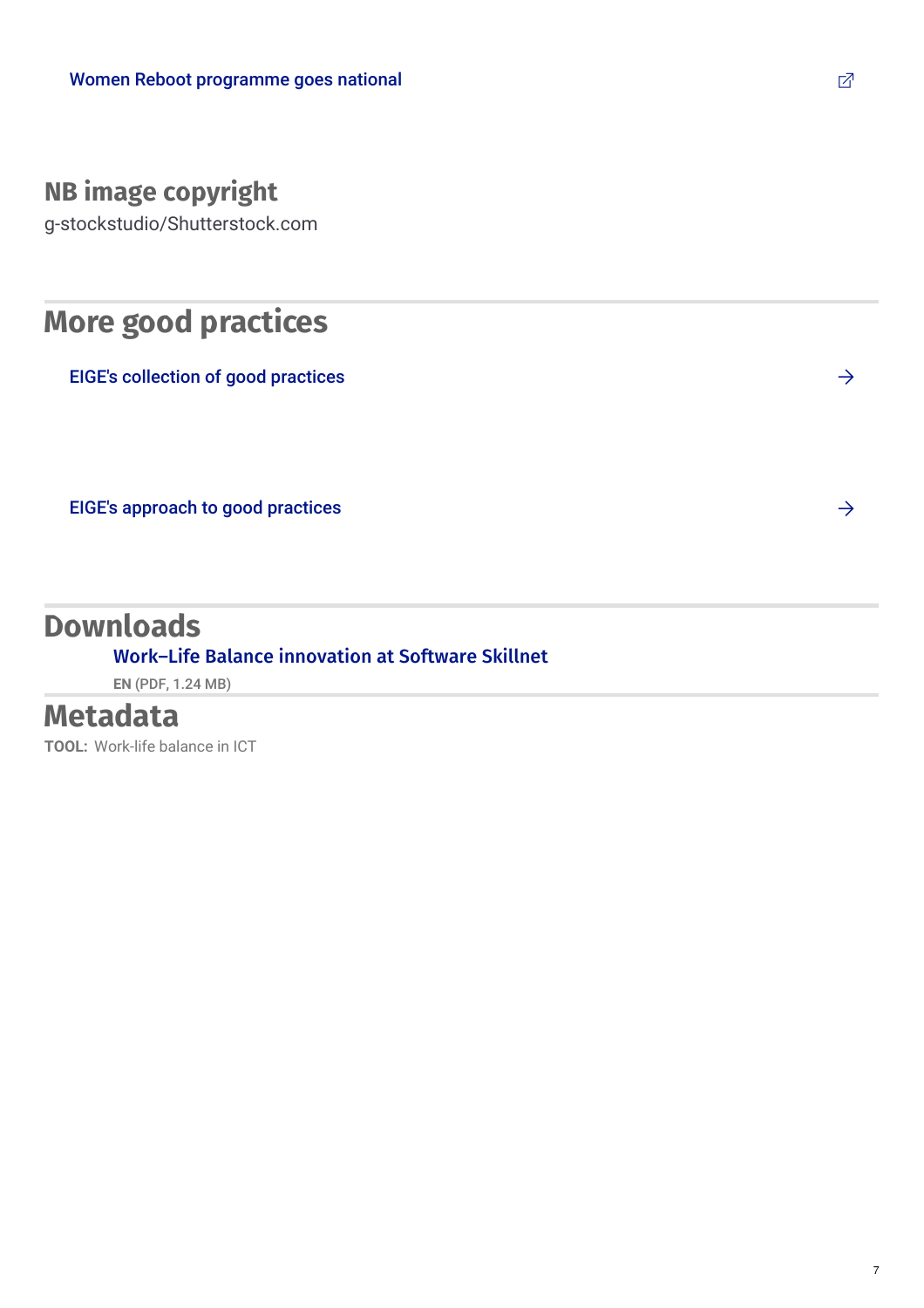Women Reboot programme goes national

## NB image copyright

g-stockstudio/Shutterstock.com

## More good practices

EIGE's collection of good practices

EIGE's approach to good practices

## Downloads

**Work–Life Balance innovation at Software Skillnet**

**EN** (PDF, 1.24 MB)

## Metadata

**TOOL:** Work-life balance in ICT